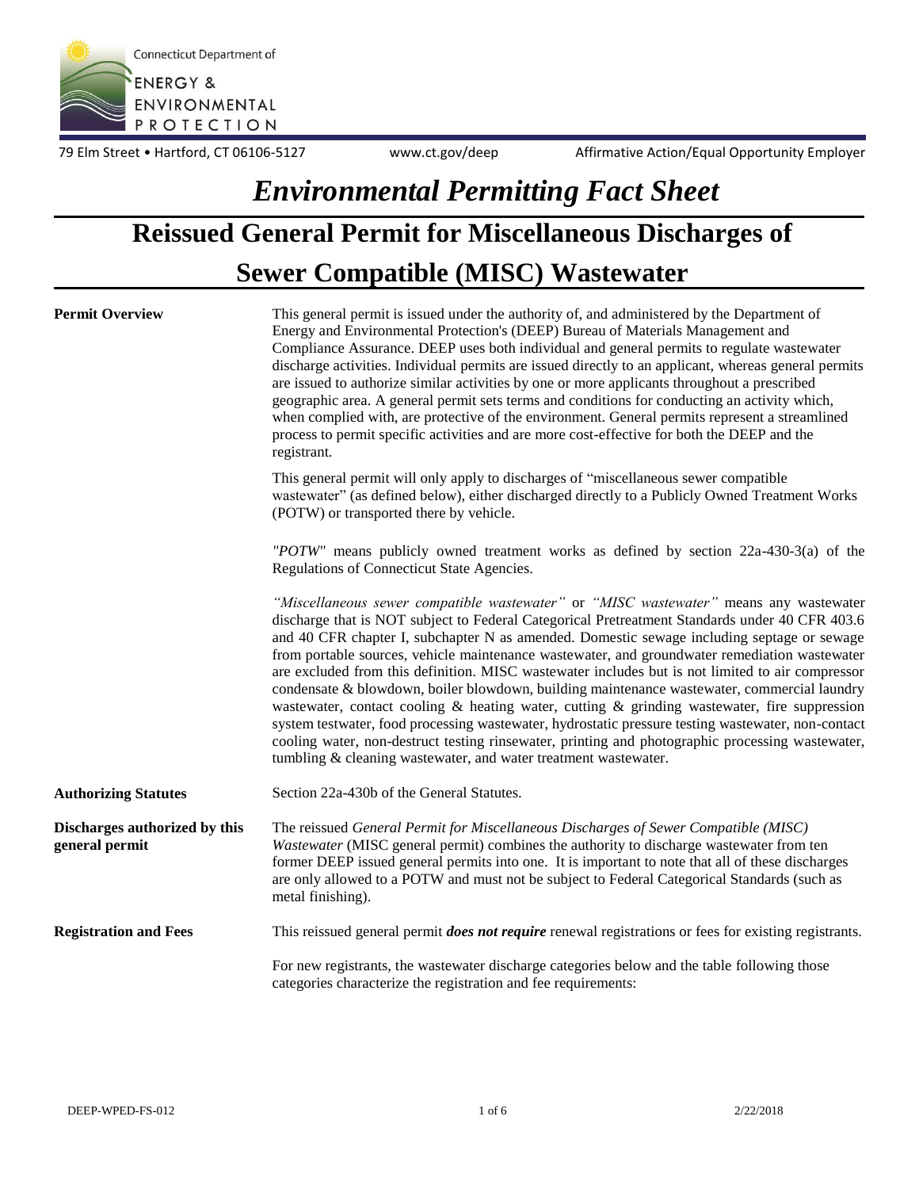Connecticut Department of

ENERGY & ENVIRONMENTAL PROTECTION

79 Elm Street • Hartford, CT 06106-5127 www.ct.gov/deep Affirmative Action/Equal Opportunity Employer

# *Environmental Permitting Fact Sheet*

## Reissued General Permit for Miscellaneous Discharges of Sewer Compatible (MISC) Wastewater

**Permit Overview**

This general permit is issued under the authority of, and administered by the Department of Energy and Environmental Protection's (DEEP) Bureau of Materials Management and Compliance Assurance. DEEP uses both individual and general permits to regulate wastewater discharge activities. Individual permits are issued directly to an applicant, whereas general permits are issued to authorize similar activities by one or more applicants throughout a prescribed geographic area. A general permit sets terms and conditions for conducting an activity which, when complied with, are protective of the environment. General permits represent a streamlined process to permit specific activities and are more cost-effective for both the DEEP and the registrant.

This general permit will only apply to discharges of "miscellaneous sewer compatible wastewater" (as defined below), either discharged directly to a Publicly Owned Treatment Works (POTW) or transported there by vehicle.

*"POTW"* means publicly owned treatment works as defined by section 22a-430-3(a) of the Regulations of Connecticut State Agencies.

*"Miscellaneous sewer compatible wastewater"* or *"MISC wastewater"* means any wastewater discharge that is NOT subject to Federal Categorical Pretreatment Standards under 40 CFR 403.6 and 40 CFR chapter I, subchapter N as amended. Domestic sewage including septage or sewage from portable sources, vehicle maintenance wastewater, and groundwater remediation wastewater are excluded from this definition. MISC wastewater includes but is not limited to air compressor condensate & blowdown, boiler blowdown, building maintenance wastewater, commercial laundry wastewater, contact cooling & heating water, cutting & grinding wastewater, fire suppression system testwater, food processing wastewater, hydrostatic pressure testing wastewater, non-contact cooling water, non-destruct testing rinsewater, printing and photographic processing wastewater, tumbling & cleaning wastewater, and water treatment wastewater.

**Authorizing Statutes**

Section 22a-430b of the General Statutes.

**Discharges authorized by this general permit**

The reissued *General Permit for Miscellaneous Discharges of Sewer Compatible (MISC) Wastewater* (MISC general permit) combines the authority to discharge wastewater from ten former DEEP issued general permits into one. It is important to note that all of these discharges are only allowed to a POTW and must not be subject to Federal Categorical Standards (such as metal finishing).

**Registration and Fees**

This reissued general permit ***does not require*** renewal registrations or fees for existing registrants.

For new registrants, the wastewater discharge categories below and the table following those categories characterize the registration and fee requirements: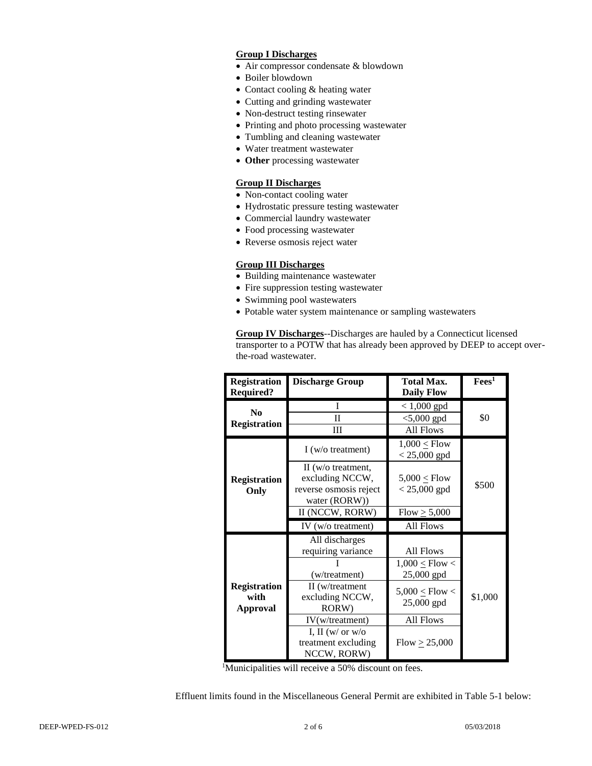**Group I Discharges**

- Air compressor condensate & blowdown
- Boiler blowdown
- Contact cooling & heating water
- Cutting and grinding wastewater
- Non-destruct testing rinsewater
- Printing and photo processing wastewater
- Tumbling and cleaning wastewater
- Water treatment wastewater
- **Other** processing wastewater

**Group II Discharges**

- Non-contact cooling water
- Hydrostatic pressure testing wastewater
- Commercial laundry wastewater
- Food processing wastewater
- Reverse osmosis reject water

**Group III Discharges**

- Building maintenance wastewater
- Fire suppression testing wastewater
- Swimming pool wastewaters
- Potable water system maintenance or sampling wastewaters

**Group IV Discharges**--Discharges are hauled by a Connecticut licensed transporter to a POTW that has already been approved by DEEP to accept over-the-road wastewater.

| Registration Required? | Discharge Group | Total Max. Daily Flow | Fees[1] |
|---|---|---|---|
| No Registration | I | < 1,000 gpd | $0 |
| | II | <5,000 gpd | |
| | III | All Flows | |
| Registration Only | I (w/o treatment) | 1,000 ≤ Flow < 25,000 gpd | $500 |
| | II (w/o treatment, excluding NCCW, reverse osmosis reject water (RORW)) | 5,000 ≤ Flow < 25,000 gpd | |
| | II (NCCW, RORW) | Flow ≥ 5,000 | |
| | IV (w/o treatment) | All Flows | |
| Registration with Approval | All discharges requiring variance | All Flows | $1,000 |
| | I (w/treatment) | 1,000 ≤ Flow < 25,000 gpd | |
| | II (w/treatment excluding NCCW, RORW) | 5,000 ≤ Flow < 25,000 gpd | |
| | IV(w/treatment) | All Flows | |
| | I, II (w/ or w/o treatment excluding NCCW, RORW) | Flow ≥ 25,000 | |

[1]Municipalities will receive a 50% discount on fees.

Effluent limits found in the Miscellaneous General Permit are exhibited in Table 5-1 below: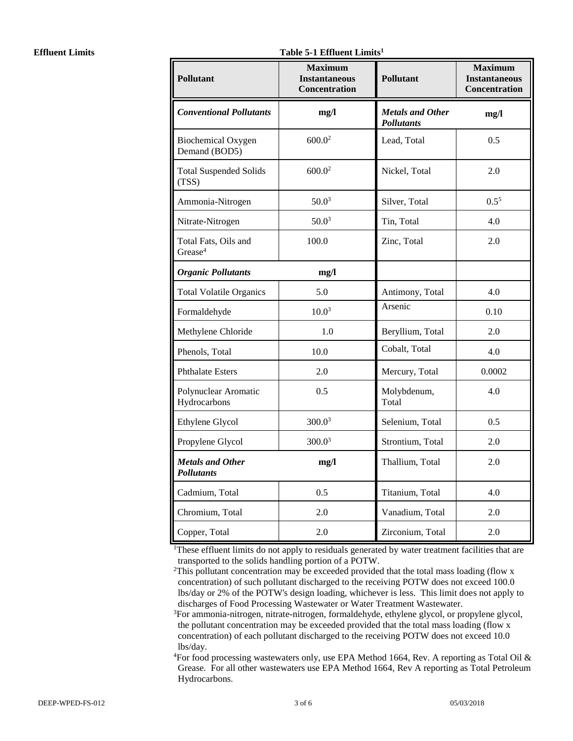**Effluent Limits**

**Table 5-1 Effluent Limits[1]**

| Pollutant | Maximum Instantaneous Concentration | Pollutant | Maximum Instantaneous Concentration |
|---|---|---|---|
| ***Conventional Pollutants*** | **mg/l** | ***Metals and Other Pollutants*** | **mg/l** |
| Biochemical Oxygen Demand (BOD5) | 600.0[2] | Lead, Total | 0.5 |
| Total Suspended Solids (TSS) | 600.0[2] | Nickel, Total | 2.0 |
| Ammonia-Nitrogen | 50.0[3] | Silver, Total | 0.5[5] |
| Nitrate-Nitrogen | 50.0[3] | Tin, Total | 4.0 |
| Total Fats, Oils and Grease[4] | 100.0 | Zinc, Total | 2.0 |
| ***Organic Pollutants*** | **mg/l** | | |
| Total Volatile Organics | 5.0 | Antimony, Total | 4.0 |
| Formaldehyde | 10.0[3] | Arsenic | 0.10 |
| Methylene Chloride | 1.0 | Beryllium, Total | 2.0 |
| Phenols, Total | 10.0 | Cobalt, Total | 4.0 |
| Phthalate Esters | 2.0 | Mercury, Total | 0.0002 |
| Polynuclear Aromatic Hydrocarbons | 0.5 | Molybdenum, Total | 4.0 |
| Ethylene Glycol | 300.0[3] | Selenium, Total | 0.5 |
| Propylene Glycol | 300.0[3] | Strontium, Total | 2.0 |
| ***Metals and Other Pollutants*** | **mg/l** | Thallium, Total | 2.0 |
| Cadmium, Total | 0.5 | Titanium, Total | 4.0 |
| Chromium, Total | 2.0 | Vanadium, Total | 2.0 |
| Copper, Total | 2.0 | Zirconium, Total | 2.0 |

[1]These effluent limits do not apply to residuals generated by water treatment facilities that are transported to the solids handling portion of a POTW.

[2]This pollutant concentration may be exceeded provided that the total mass loading (flow x concentration) of such pollutant discharged to the receiving POTW does not exceed 100.0 lbs/day or 2% of the POTW's design loading, whichever is less. This limit does not apply to discharges of Food Processing Wastewater or Water Treatment Wastewater.

[3]For ammonia-nitrogen, nitrate-nitrogen, formaldehyde, ethylene glycol, or propylene glycol, the pollutant concentration may be exceeded provided that the total mass loading (flow x concentration) of each pollutant discharged to the receiving POTW does not exceed 10.0 lbs/day.

[4]For food processing wastewaters only, use EPA Method 1664, Rev. A reporting as Total Oil & Grease. For all other wastewaters use EPA Method 1664, Rev A reporting as Total Petroleum Hydrocarbons.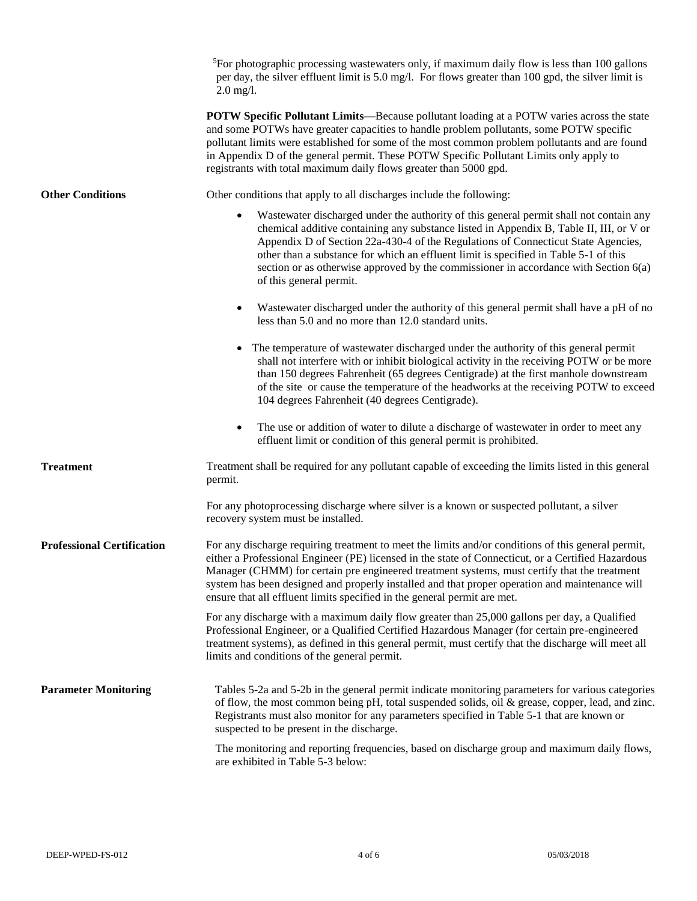[5]For photographic processing wastewaters only, if maximum daily flow is less than 100 gallons per day, the silver effluent limit is 5.0 mg/l. For flows greater than 100 gpd, the silver limit is 2.0 mg/l.

**POTW Specific Pollutant Limits—**Because pollutant loading at a POTW varies across the state and some POTWs have greater capacities to handle problem pollutants, some POTW specific pollutant limits were established for some of the most common problem pollutants and are found in Appendix D of the general permit. These POTW Specific Pollutant Limits only apply to registrants with total maximum daily flows greater than 5000 gpd.

**Other Conditions**

Other conditions that apply to all discharges include the following:

- Wastewater discharged under the authority of this general permit shall not contain any chemical additive containing any substance listed in Appendix B, Table II, III, or V or Appendix D of Section 22a-430-4 of the Regulations of Connecticut State Agencies, other than a substance for which an effluent limit is specified in Table 5-1 of this section or as otherwise approved by the commissioner in accordance with Section 6(a) of this general permit.

- Wastewater discharged under the authority of this general permit shall have a pH of no less than 5.0 and no more than 12.0 standard units.

- The temperature of wastewater discharged under the authority of this general permit shall not interfere with or inhibit biological activity in the receiving POTW or be more than 150 degrees Fahrenheit (65 degrees Centigrade) at the first manhole downstream of the site or cause the temperature of the headworks at the receiving POTW to exceed 104 degrees Fahrenheit (40 degrees Centigrade).

- The use or addition of water to dilute a discharge of wastewater in order to meet any effluent limit or condition of this general permit is prohibited.

**Treatment**

Treatment shall be required for any pollutant capable of exceeding the limits listed in this general permit.

For any photoprocessing discharge where silver is a known or suspected pollutant, a silver recovery system must be installed.

**Professional Certification**

For any discharge requiring treatment to meet the limits and/or conditions of this general permit, either a Professional Engineer (PE) licensed in the state of Connecticut, or a Certified Hazardous Manager (CHMM) for certain pre engineered treatment systems, must certify that the treatment system has been designed and properly installed and that proper operation and maintenance will ensure that all effluent limits specified in the general permit are met.

For any discharge with a maximum daily flow greater than 25,000 gallons per day, a Qualified Professional Engineer, or a Qualified Certified Hazardous Manager (for certain pre-engineered treatment systems), as defined in this general permit, must certify that the discharge will meet all limits and conditions of the general permit.

**Parameter Monitoring**

Tables 5-2a and 5-2b in the general permit indicate monitoring parameters for various categories of flow, the most common being pH, total suspended solids, oil & grease, copper, lead, and zinc. Registrants must also monitor for any parameters specified in Table 5-1 that are known or suspected to be present in the discharge.

The monitoring and reporting frequencies, based on discharge group and maximum daily flows, are exhibited in Table 5-3 below: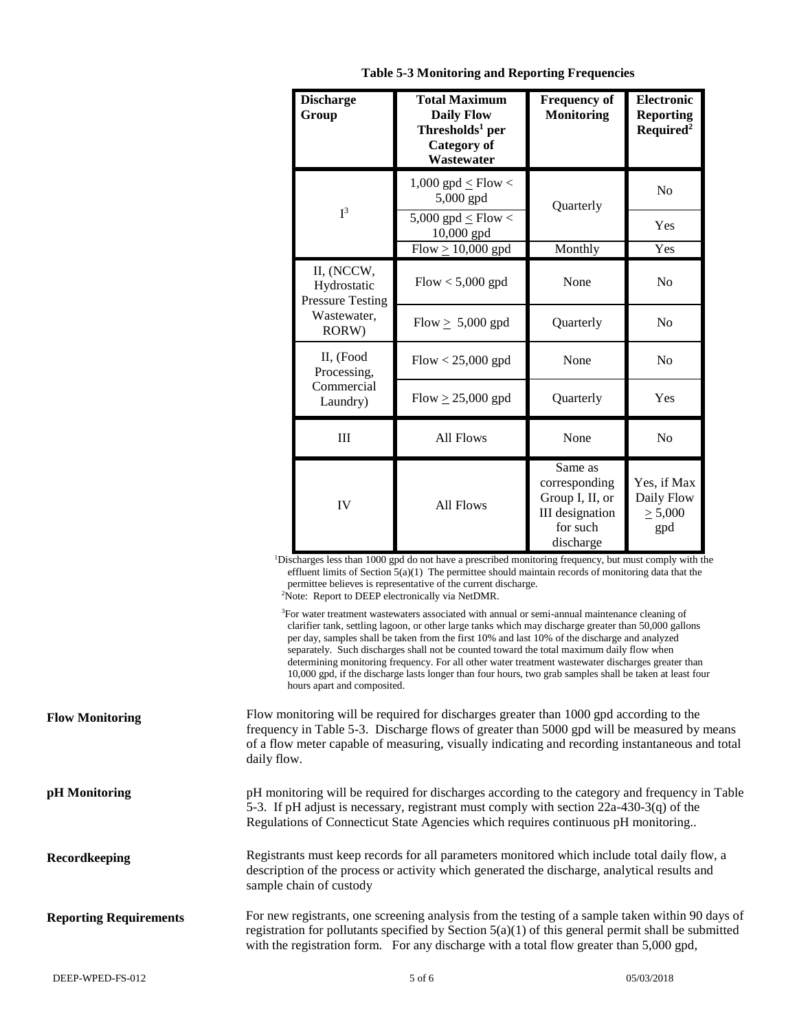**Table 5-3 Monitoring and Reporting Frequencies**

| Discharge Group | Total Maximum Daily Flow Thresholds[1] per Category of Wastewater | Frequency of Monitoring | Electronic Reporting Required[2] |
|---|---|---|---|
| I[3] | 1,000 gpd ≤ Flow < 5,000 gpd | Quarterly | No |
| | 5,000 gpd ≤ Flow < 10,000 gpd | Quarterly | Yes |
| | Flow ≥ 10,000 gpd | Monthly | Yes |
| II, (NCCW, Hydrostatic Pressure Testing Wastewater, RORW) | Flow < 5,000 gpd | None | No |
| | Flow ≥ 5,000 gpd | Quarterly | No |
| II, (Food Processing, Commercial Laundry) | Flow < 25,000 gpd | None | No |
| | Flow ≥ 25,000 gpd | Quarterly | Yes |
| III | All Flows | None | No |
| IV | All Flows | Same as corresponding Group I, II, or III designation for such discharge | Yes, if Max Daily Flow ≥ 5,000 gpd |

[1]Discharges less than 1000 gpd do not have a prescribed monitoring frequency, but must comply with the effluent limits of Section 5(a)(1) The permittee should maintain records of monitoring data that the permittee believes is representative of the current discharge.

[2]Note: Report to DEEP electronically via NetDMR.

[3]For water treatment wastewaters associated with annual or semi-annual maintenance cleaning of clarifier tank, settling lagoon, or other large tanks which may discharge greater than 50,000 gallons per day, samples shall be taken from the first 10% and last 10% of the discharge and analyzed separately. Such discharges shall not be counted toward the total maximum daily flow when determining monitoring frequency. For all other water treatment wastewater discharges greater than 10,000 gpd, if the discharge lasts longer than four hours, two grab samples shall be taken at least four hours apart and composited.

**Flow Monitoring**

Flow monitoring will be required for discharges greater than 1000 gpd according to the frequency in Table 5-3. Discharge flows of greater than 5000 gpd will be measured by means of a flow meter capable of measuring, visually indicating and recording instantaneous and total daily flow.

**pH Monitoring**

pH monitoring will be required for discharges according to the category and frequency in Table 5-3. If pH adjust is necessary, registrant must comply with section 22a-430-3(q) of the Regulations of Connecticut State Agencies which requires continuous pH monitoring..

**Recordkeeping**

Registrants must keep records for all parameters monitored which include total daily flow, a description of the process or activity which generated the discharge, analytical results and sample chain of custody

**Reporting Requirements**

For new registrants, one screening analysis from the testing of a sample taken within 90 days of registration for pollutants specified by Section 5(a)(1) of this general permit shall be submitted with the registration form. For any discharge with a total flow greater than 5,000 gpd,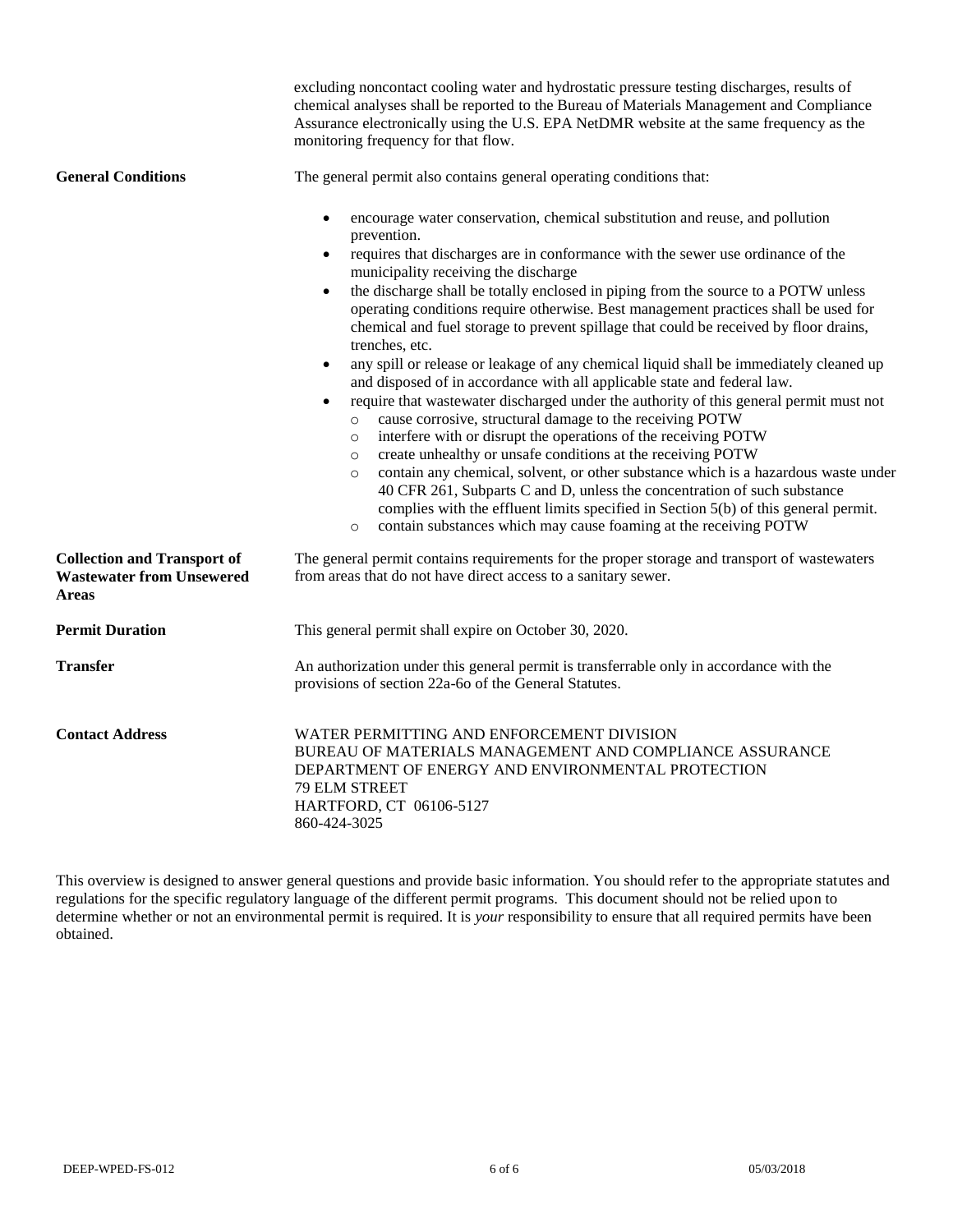excluding noncontact cooling water and hydrostatic pressure testing discharges, results of chemical analyses shall be reported to the Bureau of Materials Management and Compliance Assurance electronically using the U.S. EPA NetDMR website at the same frequency as the monitoring frequency for that flow.

**General Conditions**

The general permit also contains general operating conditions that:

- encourage water conservation, chemical substitution and reuse, and pollution prevention.
- requires that discharges are in conformance with the sewer use ordinance of the municipality receiving the discharge
- the discharge shall be totally enclosed in piping from the source to a POTW unless operating conditions require otherwise. Best management practices shall be used for chemical and fuel storage to prevent spillage that could be received by floor drains, trenches, etc.
- any spill or release or leakage of any chemical liquid shall be immediately cleaned up and disposed of in accordance with all applicable state and federal law.
- require that wastewater discharged under the authority of this general permit must not
  - cause corrosive, structural damage to the receiving POTW
  - interfere with or disrupt the operations of the receiving POTW
  - create unhealthy or unsafe conditions at the receiving POTW
  - contain any chemical, solvent, or other substance which is a hazardous waste under 40 CFR 261, Subparts C and D, unless the concentration of such substance complies with the effluent limits specified in Section 5(b) of this general permit.
  - contain substances which may cause foaming at the receiving POTW

**Collection and Transport of Wastewater from Unsewered Areas**

The general permit contains requirements for the proper storage and transport of wastewaters from areas that do not have direct access to a sanitary sewer.

**Permit Duration**

This general permit shall expire on October 30, 2020.

**Transfer**

An authorization under this general permit is transferrable only in accordance with the provisions of section 22a-6o of the General Statutes.

**Contact Address**

WATER PERMITTING AND ENFORCEMENT DIVISION
BUREAU OF MATERIALS MANAGEMENT AND COMPLIANCE ASSURANCE
DEPARTMENT OF ENERGY AND ENVIRONMENTAL PROTECTION
79 ELM STREET
HARTFORD, CT 06106-5127
860-424-3025

This overview is designed to answer general questions and provide basic information. You should refer to the appropriate statutes and regulations for the specific regulatory language of the different permit programs. This document should not be relied upon to determine whether or not an environmental permit is required. It is *your* responsibility to ensure that all required permits have been obtained.

DEEP-WPED-FS-012 05/03/2018